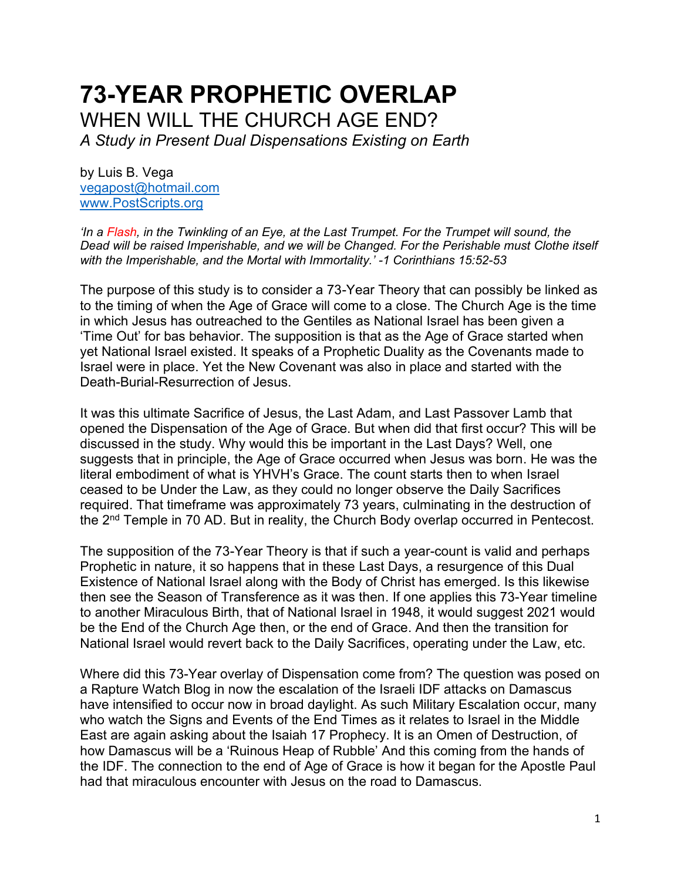# 73-YEAR PROPHETIC OVERLAP

## WHEN WILL THE CHURCH AGE END?

*A Study in Present Dual Dispensations Existing on Earth*

by Luis B. Vega
vegapost@hotmail.com
www.PostScripts.org

*'In a Flash, in the Twinkling of an Eye, at the Last Trumpet. For the Trumpet will sound, the Dead will be raised Imperishable, and we will be Changed. For the Perishable must Clothe itself with the Imperishable, and the Mortal with Immortality.' -1 Corinthians 15:52-53*

The purpose of this study is to consider a 73-Year Theory that can possibly be linked as to the timing of when the Age of Grace will come to a close. The Church Age is the time in which Jesus has outreached to the Gentiles as National Israel has been given a 'Time Out' for bas behavior. The supposition is that as the Age of Grace started when yet National Israel existed. It speaks of a Prophetic Duality as the Covenants made to Israel were in place. Yet the New Covenant was also in place and started with the Death-Burial-Resurrection of Jesus.

It was this ultimate Sacrifice of Jesus, the Last Adam, and Last Passover Lamb that opened the Dispensation of the Age of Grace. But when did that first occur? This will be discussed in the study. Why would this be important in the Last Days? Well, one suggests that in principle, the Age of Grace occurred when Jesus was born. He was the literal embodiment of what is YHVH's Grace. The count starts then to when Israel ceased to be Under the Law, as they could no longer observe the Daily Sacrifices required. That timeframe was approximately 73 years, culminating in the destruction of the 2nd Temple in 70 AD. But in reality, the Church Body overlap occurred in Pentecost.

The supposition of the 73-Year Theory is that if such a year-count is valid and perhaps Prophetic in nature, it so happens that in these Last Days, a resurgence of this Dual Existence of National Israel along with the Body of Christ has emerged. Is this likewise then see the Season of Transference as it was then. If one applies this 73-Year timeline to another Miraculous Birth, that of National Israel in 1948, it would suggest 2021 would be the End of the Church Age then, or the end of Grace. And then the transition for National Israel would revert back to the Daily Sacrifices, operating under the Law, etc.

Where did this 73-Year overlay of Dispensation come from? The question was posed on a Rapture Watch Blog in now the escalation of the Israeli IDF attacks on Damascus have intensified to occur now in broad daylight. As such Military Escalation occur, many who watch the Signs and Events of the End Times as it relates to Israel in the Middle East are again asking about the Isaiah 17 Prophecy. It is an Omen of Destruction, of how Damascus will be a 'Ruinous Heap of Rubble' And this coming from the hands of the IDF. The connection to the end of Age of Grace is how it began for the Apostle Paul had that miraculous encounter with Jesus on the road to Damascus.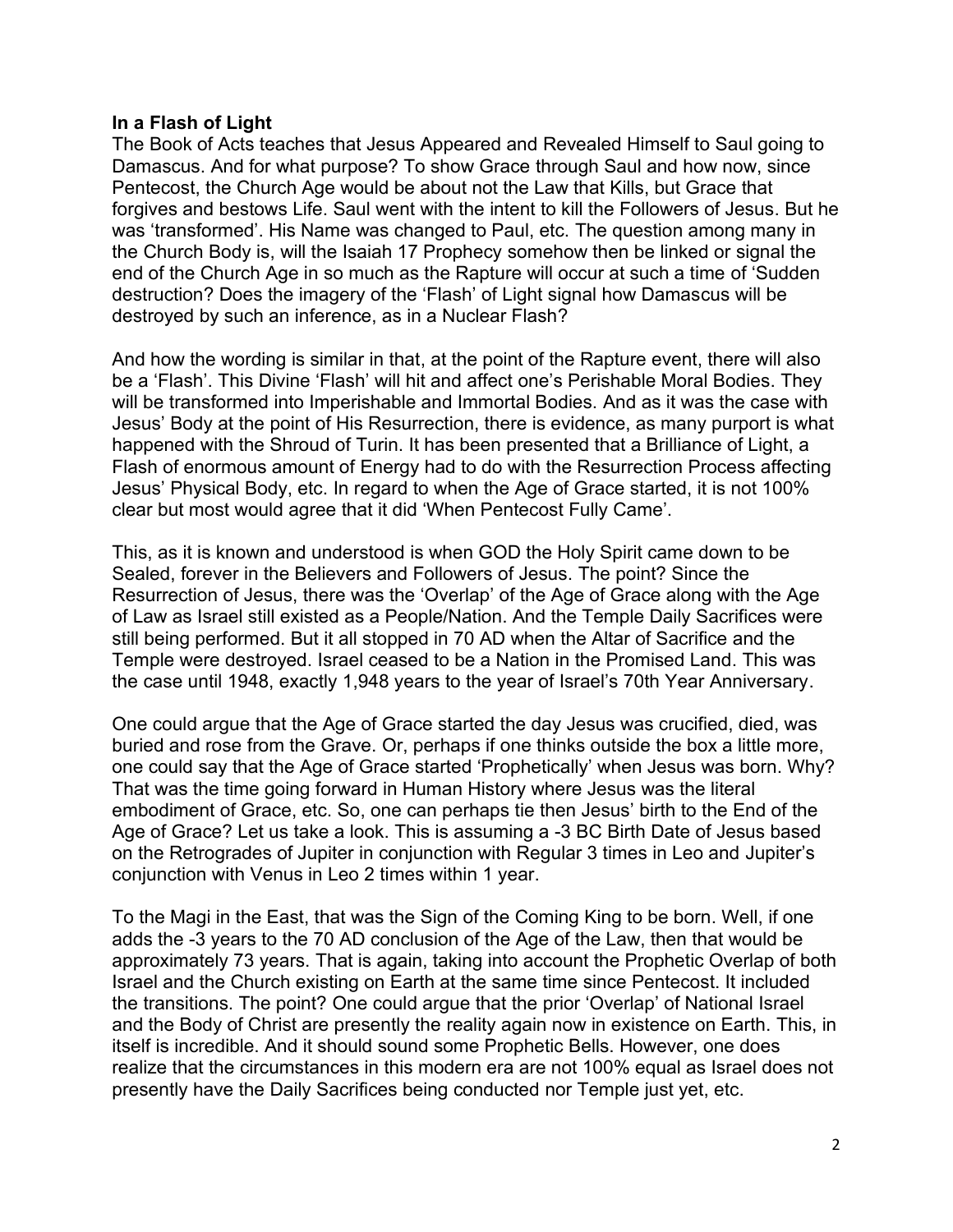**In a Flash of Light**

The Book of Acts teaches that Jesus Appeared and Revealed Himself to Saul going to Damascus. And for what purpose? To show Grace through Saul and how now, since Pentecost, the Church Age would be about not the Law that Kills, but Grace that forgives and bestows Life. Saul went with the intent to kill the Followers of Jesus. But he was 'transformed'. His Name was changed to Paul, etc. The question among many in the Church Body is, will the Isaiah 17 Prophecy somehow then be linked or signal the end of the Church Age in so much as the Rapture will occur at such a time of 'Sudden destruction? Does the imagery of the 'Flash' of Light signal how Damascus will be destroyed by such an inference, as in a Nuclear Flash?

And how the wording is similar in that, at the point of the Rapture event, there will also be a 'Flash'. This Divine 'Flash' will hit and affect one's Perishable Moral Bodies. They will be transformed into Imperishable and Immortal Bodies. And as it was the case with Jesus' Body at the point of His Resurrection, there is evidence, as many purport is what happened with the Shroud of Turin. It has been presented that a Brilliance of Light, a Flash of enormous amount of Energy had to do with the Resurrection Process affecting Jesus' Physical Body, etc. In regard to when the Age of Grace started, it is not 100% clear but most would agree that it did 'When Pentecost Fully Came'.

This, as it is known and understood is when GOD the Holy Spirit came down to be Sealed, forever in the Believers and Followers of Jesus. The point? Since the Resurrection of Jesus, there was the 'Overlap' of the Age of Grace along with the Age of Law as Israel still existed as a People/Nation. And the Temple Daily Sacrifices were still being performed. But it all stopped in 70 AD when the Altar of Sacrifice and the Temple were destroyed. Israel ceased to be a Nation in the Promised Land. This was the case until 1948, exactly 1,948 years to the year of Israel's 70th Year Anniversary.

One could argue that the Age of Grace started the day Jesus was crucified, died, was buried and rose from the Grave. Or, perhaps if one thinks outside the box a little more, one could say that the Age of Grace started 'Prophetically' when Jesus was born. Why? That was the time going forward in Human History where Jesus was the literal embodiment of Grace, etc. So, one can perhaps tie then Jesus' birth to the End of the Age of Grace? Let us take a look. This is assuming a -3 BC Birth Date of Jesus based on the Retrogrades of Jupiter in conjunction with Regular 3 times in Leo and Jupiter's conjunction with Venus in Leo 2 times within 1 year.

To the Magi in the East, that was the Sign of the Coming King to be born. Well, if one adds the -3 years to the 70 AD conclusion of the Age of the Law, then that would be approximately 73 years. That is again, taking into account the Prophetic Overlap of both Israel and the Church existing on Earth at the same time since Pentecost. It included the transitions. The point? One could argue that the prior 'Overlap' of National Israel and the Body of Christ are presently the reality again now in existence on Earth. This, in itself is incredible. And it should sound some Prophetic Bells. However, one does realize that the circumstances in this modern era are not 100% equal as Israel does not presently have the Daily Sacrifices being conducted nor Temple just yet, etc.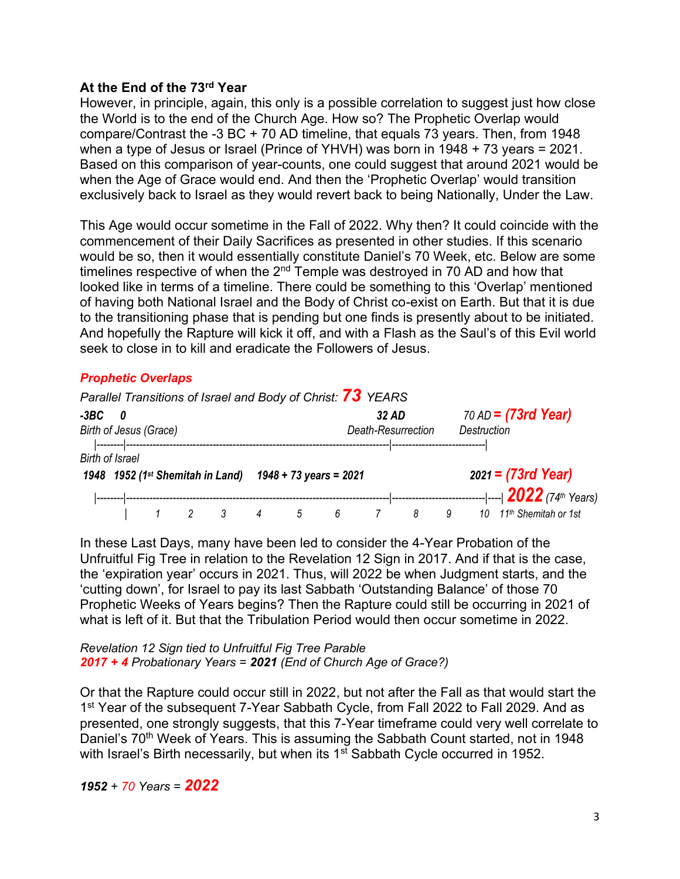**At the End of the 73rd Year**

However, in principle, again, this only is a possible correlation to suggest just how close the World is to the end of the Church Age. How so? The Prophetic Overlap would compare/Contrast the -3 BC + 70 AD timeline, that equals 73 years. Then, from 1948 when a type of Jesus or Israel (Prince of YHVH) was born in 1948 + 73 years = 2021. Based on this comparison of year-counts, one could suggest that around 2021 would be when the Age of Grace would end. And then the 'Prophetic Overlap' would transition exclusively back to Israel as they would revert back to being Nationally, Under the Law.

This Age would occur sometime in the Fall of 2022. Why then? It could coincide with the commencement of their Daily Sacrifices as presented in other studies. If this scenario would be so, then it would essentially constitute Daniel's 70 Week, etc. Below are some timelines respective of when the 2nd Temple was destroyed in 70 AD and how that looked like in terms of a timeline. There could be something to this 'Overlap' mentioned of having both National Israel and the Body of Christ co-exist on Earth. But that it is due to the transitioning phase that is pending but one finds is presently about to be initiated. And hopefully the Rapture will kick it off, and with a Flash as the Saul's of this Evil world seek to close in to kill and eradicate the Followers of Jesus.

***Prophetic Overlaps***

*Parallel Transitions of Israel and Body of Christ:* ***73*** *YEARS*

```
-3BC   0                                                  32 AD                 70 AD = (73rd Year)
Birth of Jesus (Grace)                               Death-Resurrection      Destruction
   |--------|---------------------------------------------|---------------------------|
Birth of Israel
 1948  1952 (1st Shemitah in Land)   1948 + 73 years = 2021                 2021 = (73rd Year)
   |--------|---------------------------------------------|---------------------------|----| 2022 (74th Years)
            |     1     2     3     4     5     6     7     8     9     10   11th Shemitah or 1st
```

In these Last Days, many have been led to consider the 4-Year Probation of the Unfruitful Fig Tree in relation to the Revelation 12 Sign in 2017. And if that is the case, the 'expiration year' occurs in 2021. Thus, will 2022 be when Judgment starts, and the 'cutting down', for Israel to pay its last Sabbath 'Outstanding Balance' of those 70 Prophetic Weeks of Years begins? Then the Rapture could still be occurring in 2021 of what is left of it. But that the Tribulation Period would then occur sometime in 2022.

*Revelation 12 Sign tied to Unfruitful Fig Tree Parable*
***2017 + 4*** *Probationary Years =* ***2021*** *(End of Church Age of Grace?)*

Or that the Rapture could occur still in 2022, but not after the Fall as that would start the 1st Year of the subsequent 7-Year Sabbath Cycle, from Fall 2022 to Fall 2029. And as presented, one strongly suggests, that this 7-Year timeframe could very well correlate to Daniel's 70th Week of Years. This is assuming the Sabbath Count started, not in 1948 with Israel's Birth necessarily, but when its 1st Sabbath Cycle occurred in 1952.

***1952*** *+ 70 Years =* ***2022***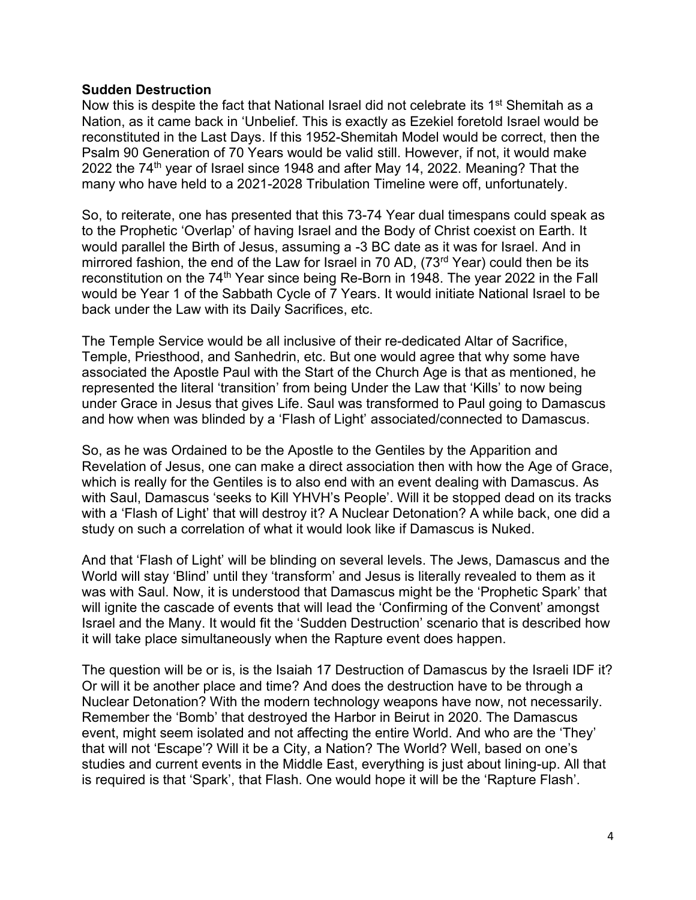**Sudden Destruction**

Now this is despite the fact that National Israel did not celebrate its 1st Shemitah as a Nation, as it came back in 'Unbelief. This is exactly as Ezekiel foretold Israel would be reconstituted in the Last Days. If this 1952-Shemitah Model would be correct, then the Psalm 90 Generation of 70 Years would be valid still. However, if not, it would make 2022 the 74th year of Israel since 1948 and after May 14, 2022. Meaning? That the many who have held to a 2021-2028 Tribulation Timeline were off, unfortunately.

So, to reiterate, one has presented that this 73-74 Year dual timespans could speak as to the Prophetic 'Overlap' of having Israel and the Body of Christ coexist on Earth. It would parallel the Birth of Jesus, assuming a -3 BC date as it was for Israel. And in mirrored fashion, the end of the Law for Israel in 70 AD, (73rd Year) could then be its reconstitution on the 74th Year since being Re-Born in 1948. The year 2022 in the Fall would be Year 1 of the Sabbath Cycle of 7 Years. It would initiate National Israel to be back under the Law with its Daily Sacrifices, etc.

The Temple Service would be all inclusive of their re-dedicated Altar of Sacrifice, Temple, Priesthood, and Sanhedrin, etc. But one would agree that why some have associated the Apostle Paul with the Start of the Church Age is that as mentioned, he represented the literal 'transition' from being Under the Law that 'Kills' to now being under Grace in Jesus that gives Life. Saul was transformed to Paul going to Damascus and how when was blinded by a 'Flash of Light' associated/connected to Damascus.

So, as he was Ordained to be the Apostle to the Gentiles by the Apparition and Revelation of Jesus, one can make a direct association then with how the Age of Grace, which is really for the Gentiles is to also end with an event dealing with Damascus. As with Saul, Damascus 'seeks to Kill YHVH's People'. Will it be stopped dead on its tracks with a 'Flash of Light' that will destroy it? A Nuclear Detonation? A while back, one did a study on such a correlation of what it would look like if Damascus is Nuked.

And that 'Flash of Light' will be blinding on several levels. The Jews, Damascus and the World will stay 'Blind' until they 'transform' and Jesus is literally revealed to them as it was with Saul. Now, it is understood that Damascus might be the 'Prophetic Spark' that will ignite the cascade of events that will lead the 'Confirming of the Convent' amongst Israel and the Many. It would fit the 'Sudden Destruction' scenario that is described how it will take place simultaneously when the Rapture event does happen.

The question will be or is, is the Isaiah 17 Destruction of Damascus by the Israeli IDF it? Or will it be another place and time? And does the destruction have to be through a Nuclear Detonation? With the modern technology weapons have now, not necessarily. Remember the 'Bomb' that destroyed the Harbor in Beirut in 2020. The Damascus event, might seem isolated and not affecting the entire World. And who are the 'They' that will not 'Escape'? Will it be a City, a Nation? The World? Well, based on one's studies and current events in the Middle East, everything is just about lining-up. All that is required is that 'Spark', that Flash. One would hope it will be the 'Rapture Flash'.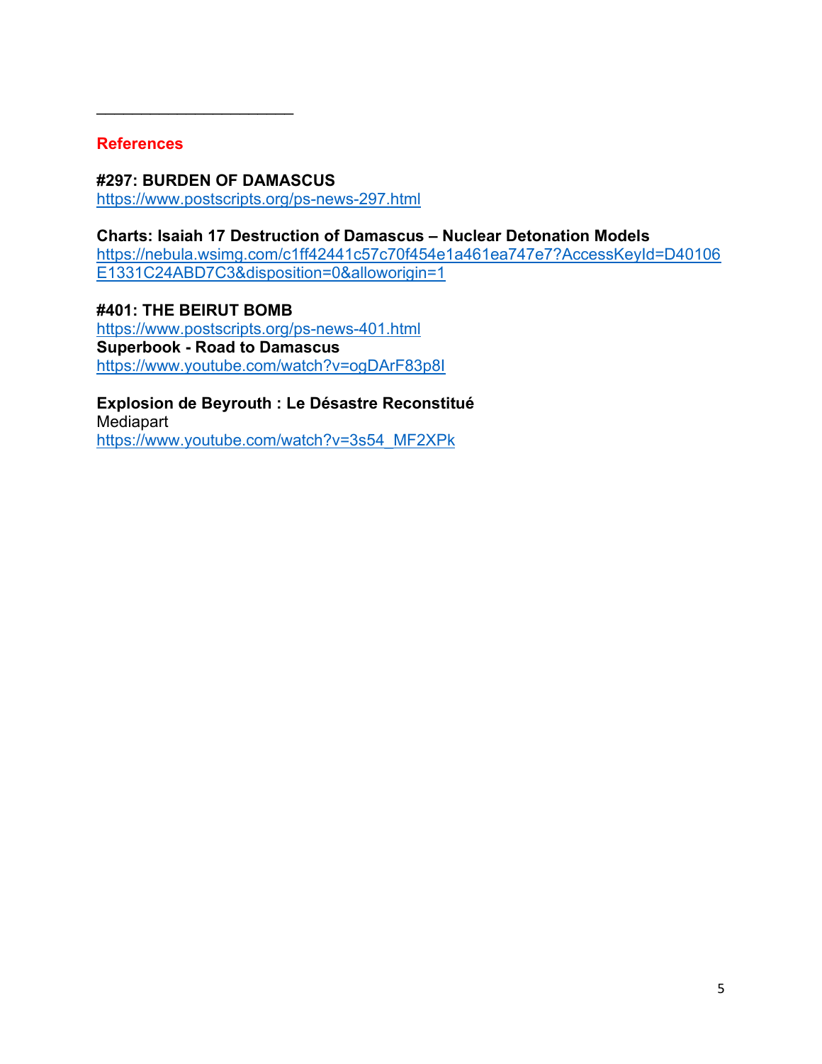______________________

## References

**#297: BURDEN OF DAMASCUS**
https://www.postscripts.org/ps-news-297.html

**Charts: Isaiah 17 Destruction of Damascus – Nuclear Detonation Models**
https://nebula.wsimg.com/c1ff42441c57c70f454e1a461ea747e7?AccessKeyId=D40106E1331C24ABD7C3&disposition=0&alloworigin=1

**#401: THE BEIRUT BOMB**
https://www.postscripts.org/ps-news-401.html
**Superbook - Road to Damascus**
https://www.youtube.com/watch?v=ogDArF83p8I

**Explosion de Beyrouth : Le Désastre Reconstitué**
Mediapart
https://www.youtube.com/watch?v=3s54_MF2XPk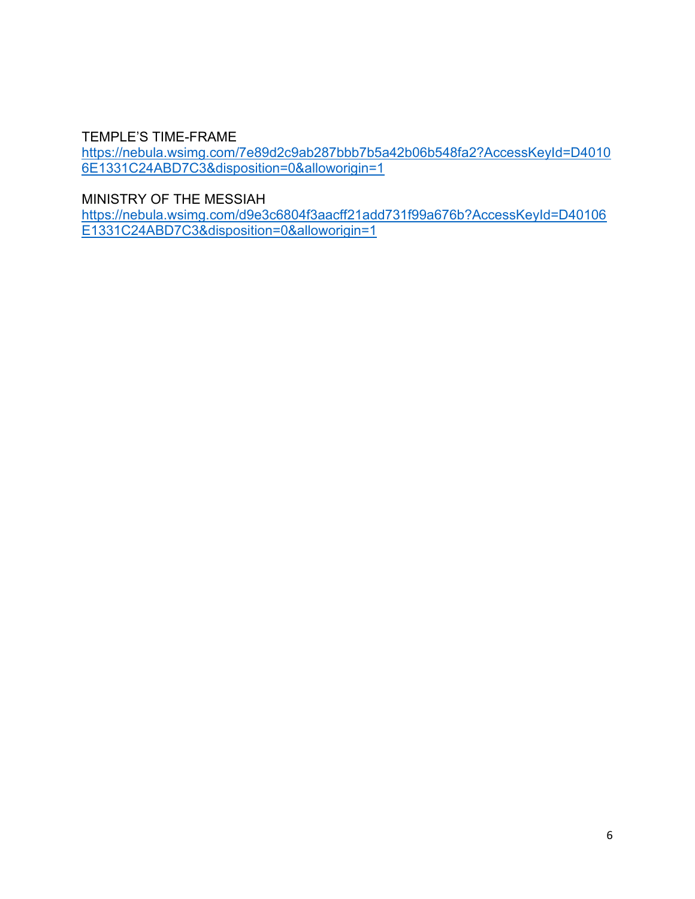TEMPLE'S TIME-FRAME
https://nebula.wsimg.com/7e89d2c9ab287bbb7b5a42b06b548fa2?AccessKeyId=D40106E1331C24ABD7C3&disposition=0&alloworigin=1

MINISTRY OF THE MESSIAH
https://nebula.wsimg.com/d9e3c6804f3aacff21add731f99a676b?AccessKeyId=D40106E1331C24ABD7C3&disposition=0&alloworigin=1